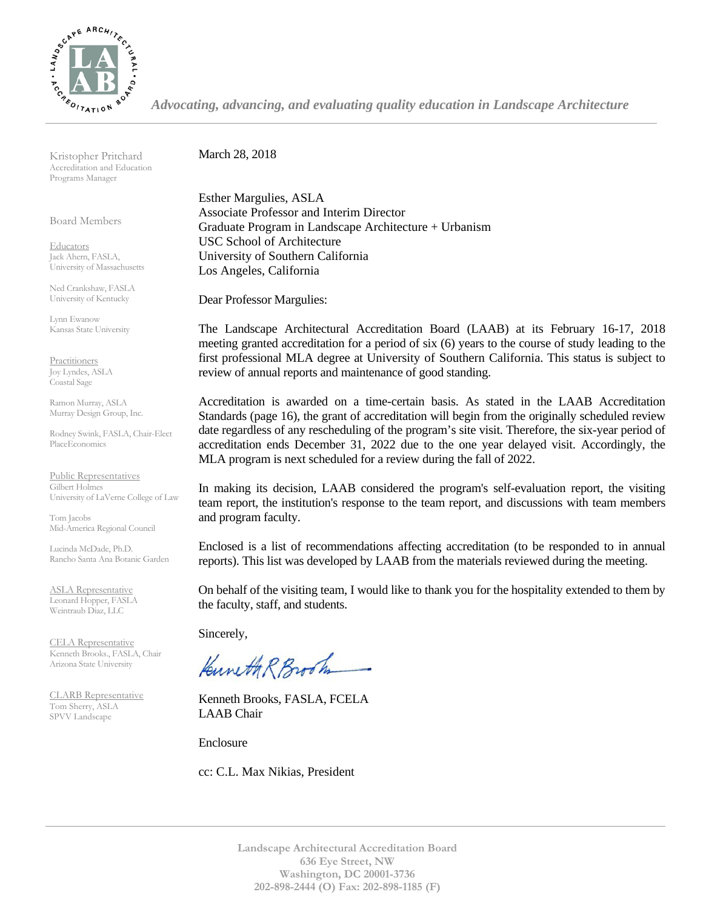*Advocating, advancing, and evaluating quality education in Landscape Architecture*

Kristopher Pritchard
Accreditation and Education Programs Manager

Board Members

Educators
Jack Ahern, FASLA, University of Massachusetts

Ned Crankshaw, FASLA
University of Kentucky

Lynn Ewanow
Kansas State University

Practitioners
Joy Lyndes, ASLA
Coastal Sage

Ramon Murray, ASLA
Murray Design Group, Inc.

Rodney Swink, FASLA, Chair-Elect
PlaceEconomics

Public Representatives
Gilbert Holmes
University of LaVerne College of Law

Tom Jacobs
Mid-America Regional Council

Lucinda McDade, Ph.D.
Rancho Santa Ana Botanic Garden

ASLA Representative
Leonard Hopper, FASLA
Weintraub Diaz, LLC

CELA Representative
Kenneth Brooks., FASLA, Chair
Arizona State University

CLARB Representative
Tom Sherry, ASLA
SPVV Landscape

March 28, 2018

Esther Margulies, ASLA
Associate Professor and Interim Director
Graduate Program in Landscape Architecture + Urbanism
USC School of Architecture
University of Southern California
Los Angeles, California

Dear Professor Margulies:

The Landscape Architectural Accreditation Board (LAAB) at its February 16-17, 2018 meeting granted accreditation for a period of six (6) years to the course of study leading to the first professional MLA degree at University of Southern California. This status is subject to review of annual reports and maintenance of good standing.

Accreditation is awarded on a time-certain basis. As stated in the LAAB Accreditation Standards (page 16), the grant of accreditation will begin from the originally scheduled review date regardless of any rescheduling of the program's site visit. Therefore, the six-year period of accreditation ends December 31, 2022 due to the one year delayed visit. Accordingly, the MLA program is next scheduled for a review during the fall of 2022.

In making its decision, LAAB considered the program's self-evaluation report, the visiting team report, the institution's response to the team report, and discussions with team members and program faculty.

Enclosed is a list of recommendations affecting accreditation (to be responded to in annual reports). This list was developed by LAAB from the materials reviewed during the meeting.

On behalf of the visiting team, I would like to thank you for the hospitality extended to them by the faculty, staff, and students.

Sincerely,

Kenneth R Brooks

Kenneth Brooks, FASLA, FCELA
LAAB Chair

Enclosure

cc: C.L. Max Nikias, President

**Landscape Architectural Accreditation Board**
**636 Eye Street, NW**
**Washington, DC 20001-3736**
**202-898-2444 (O) Fax: 202-898-1185 (F)**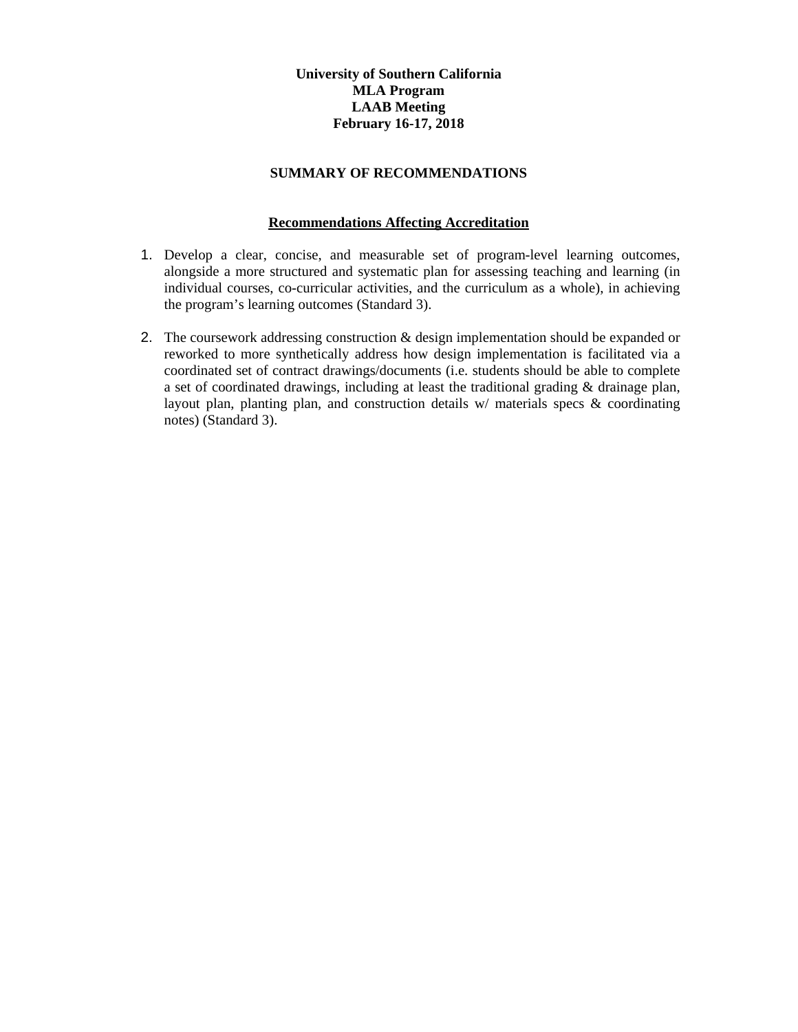**University of Southern California**
**MLA Program**
**LAAB Meeting**
**February 16-17, 2018**

## SUMMARY OF RECOMMENDATIONS

### Recommendations Affecting Accreditation

1. Develop a clear, concise, and measurable set of program-level learning outcomes, alongside a more structured and systematic plan for assessing teaching and learning (in individual courses, co-curricular activities, and the curriculum as a whole), in achieving the program's learning outcomes (Standard 3).

2. The coursework addressing construction & design implementation should be expanded or reworked to more synthetically address how design implementation is facilitated via a coordinated set of contract drawings/documents (i.e. students should be able to complete a set of coordinated drawings, including at least the traditional grading & drainage plan, layout plan, planting plan, and construction details w/ materials specs & coordinating notes) (Standard 3).